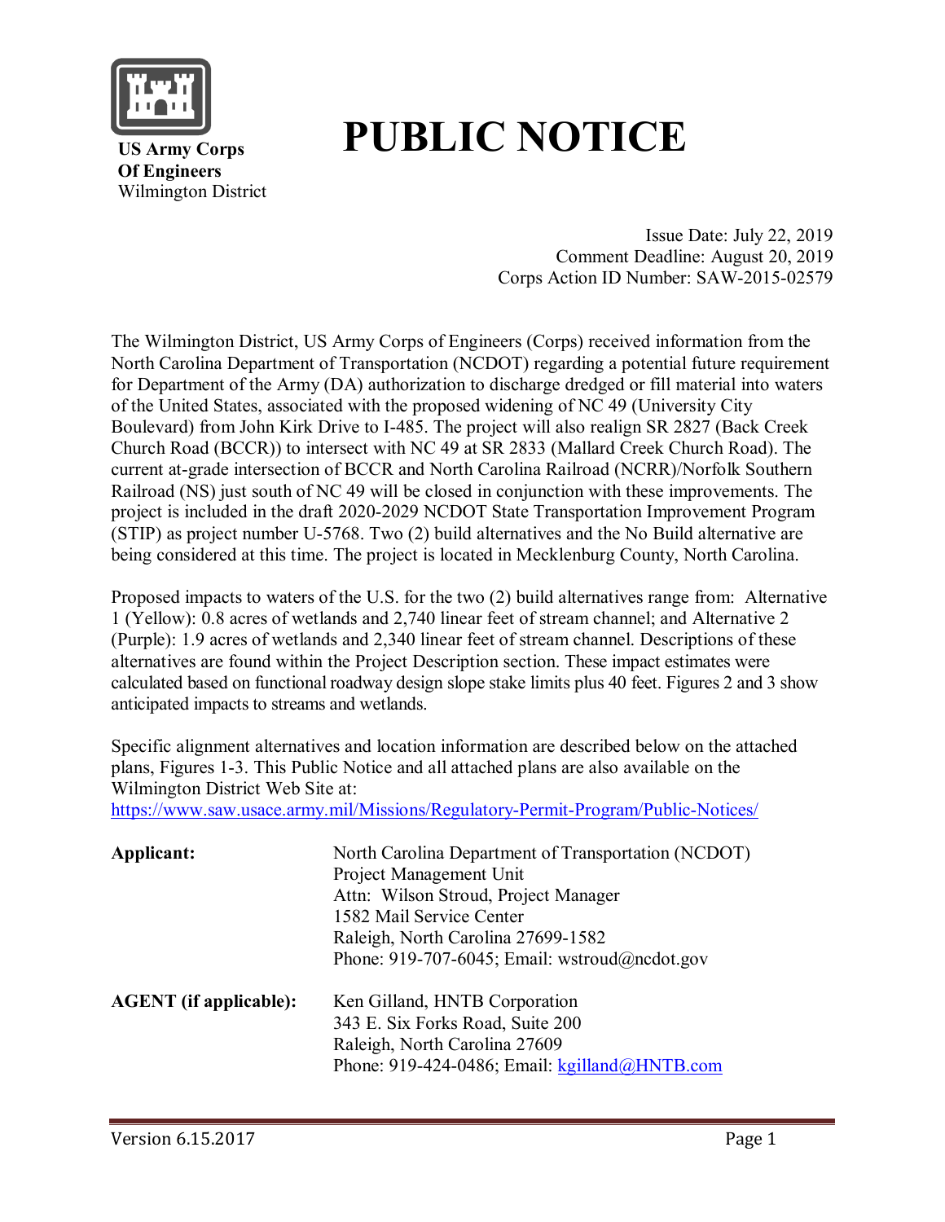**US Army Corps Of Engineers**
Wilmington District

# PUBLIC NOTICE

Issue Date: July 22, 2019
Comment Deadline: August 20, 2019
Corps Action ID Number: SAW-2015-02579

The Wilmington District, US Army Corps of Engineers (Corps) received information from the North Carolina Department of Transportation (NCDOT) regarding a potential future requirement for Department of the Army (DA) authorization to discharge dredged or fill material into waters of the United States, associated with the proposed widening of NC 49 (University City Boulevard) from John Kirk Drive to I-485. The project will also realign SR 2827 (Back Creek Church Road (BCCR)) to intersect with NC 49 at SR 2833 (Mallard Creek Church Road). The current at-grade intersection of BCCR and North Carolina Railroad (NCRR)/Norfolk Southern Railroad (NS) just south of NC 49 will be closed in conjunction with these improvements. The project is included in the draft 2020-2029 NCDOT State Transportation Improvement Program (STIP) as project number U-5768. Two (2) build alternatives and the No Build alternative are being considered at this time. The project is located in Mecklenburg County, North Carolina.

Proposed impacts to waters of the U.S. for the two (2) build alternatives range from: Alternative 1 (Yellow): 0.8 acres of wetlands and 2,740 linear feet of stream channel; and Alternative 2 (Purple): 1.9 acres of wetlands and 2,340 linear feet of stream channel. Descriptions of these alternatives are found within the Project Description section. These impact estimates were calculated based on functional roadway design slope stake limits plus 40 feet. Figures 2 and 3 show anticipated impacts to streams and wetlands.

Specific alignment alternatives and location information are described below on the attached plans, Figures 1-3. This Public Notice and all attached plans are also available on the Wilmington District Web Site at:
https://www.saw.usace.army.mil/Missions/Regulatory-Permit-Program/Public-Notices/

| | |
|---|---|
| **Applicant:** | North Carolina Department of Transportation (NCDOT)<br>Project Management Unit<br>Attn: Wilson Stroud, Project Manager<br>1582 Mail Service Center<br>Raleigh, North Carolina 27699-1582<br>Phone: 919-707-6045; Email: wstroud@ncdot.gov |
| **AGENT (if applicable):** | Ken Gilland, HNTB Corporation<br>343 E. Six Forks Road, Suite 200<br>Raleigh, North Carolina 27609<br>Phone: 919-424-0486; Email: kgilland@HNTB.com |

Version 6.15.2017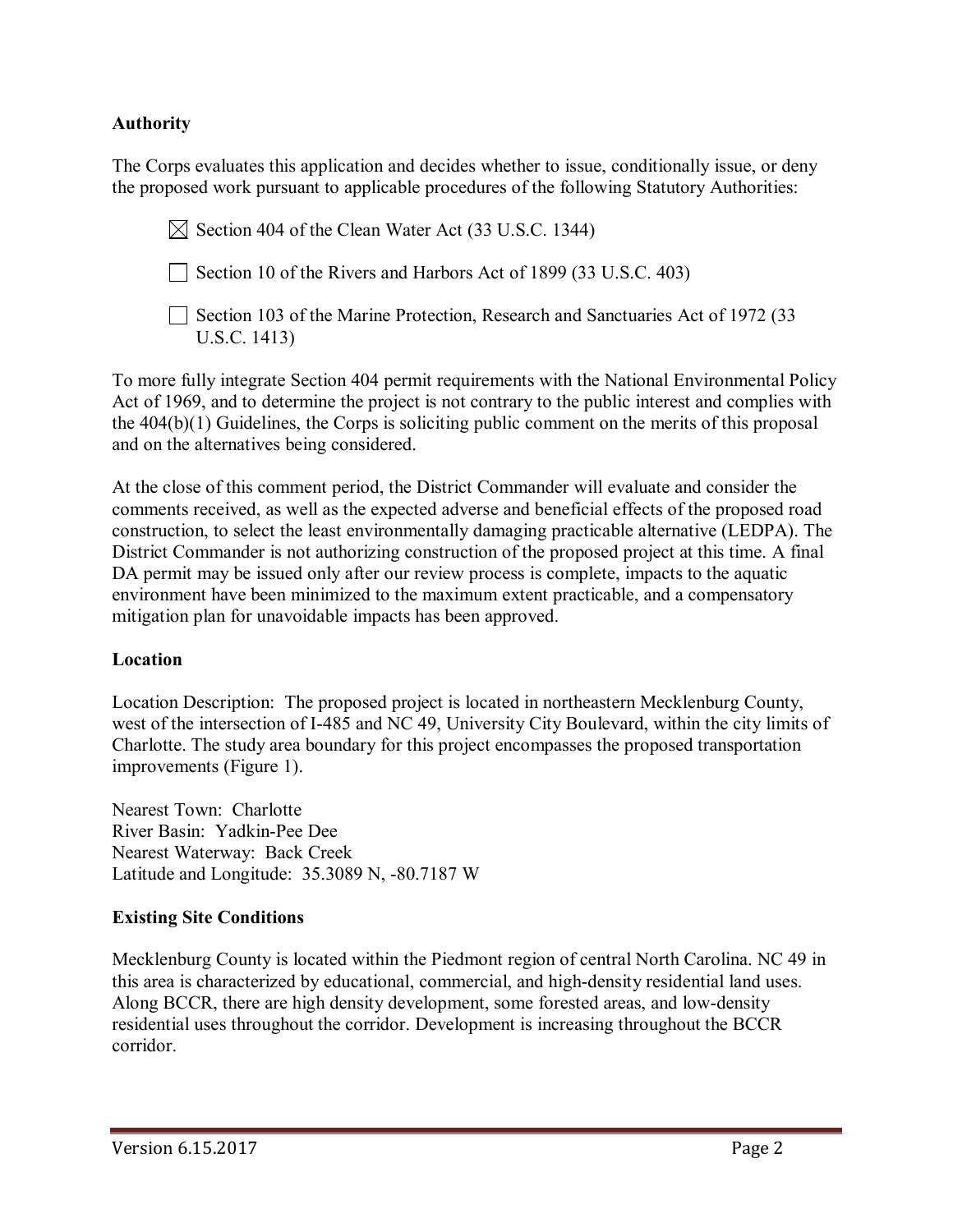**Authority**

The Corps evaluates this application and decides whether to issue, conditionally issue, or deny the proposed work pursuant to applicable procedures of the following Statutory Authorities:

☒ Section 404 of the Clean Water Act (33 U.S.C. 1344)

☐ Section 10 of the Rivers and Harbors Act of 1899 (33 U.S.C. 403)

☐ Section 103 of the Marine Protection, Research and Sanctuaries Act of 1972 (33 U.S.C. 1413)

To more fully integrate Section 404 permit requirements with the National Environmental Policy Act of 1969, and to determine the project is not contrary to the public interest and complies with the 404(b)(1) Guidelines, the Corps is soliciting public comment on the merits of this proposal and on the alternatives being considered.

At the close of this comment period, the District Commander will evaluate and consider the comments received, as well as the expected adverse and beneficial effects of the proposed road construction, to select the least environmentally damaging practicable alternative (LEDPA). The District Commander is not authorizing construction of the proposed project at this time. A final DA permit may be issued only after our review process is complete, impacts to the aquatic environment have been minimized to the maximum extent practicable, and a compensatory mitigation plan for unavoidable impacts has been approved.

**Location**

Location Description: The proposed project is located in northeastern Mecklenburg County, west of the intersection of I-485 and NC 49, University City Boulevard, within the city limits of Charlotte. The study area boundary for this project encompasses the proposed transportation improvements (Figure 1).

Nearest Town: Charlotte
River Basin: Yadkin-Pee Dee
Nearest Waterway: Back Creek
Latitude and Longitude: 35.3089 N, -80.7187 W

**Existing Site Conditions**

Mecklenburg County is located within the Piedmont region of central North Carolina. NC 49 in this area is characterized by educational, commercial, and high-density residential land uses. Along BCCR, there are high density development, some forested areas, and low-density residential uses throughout the corridor. Development is increasing throughout the BCCR corridor.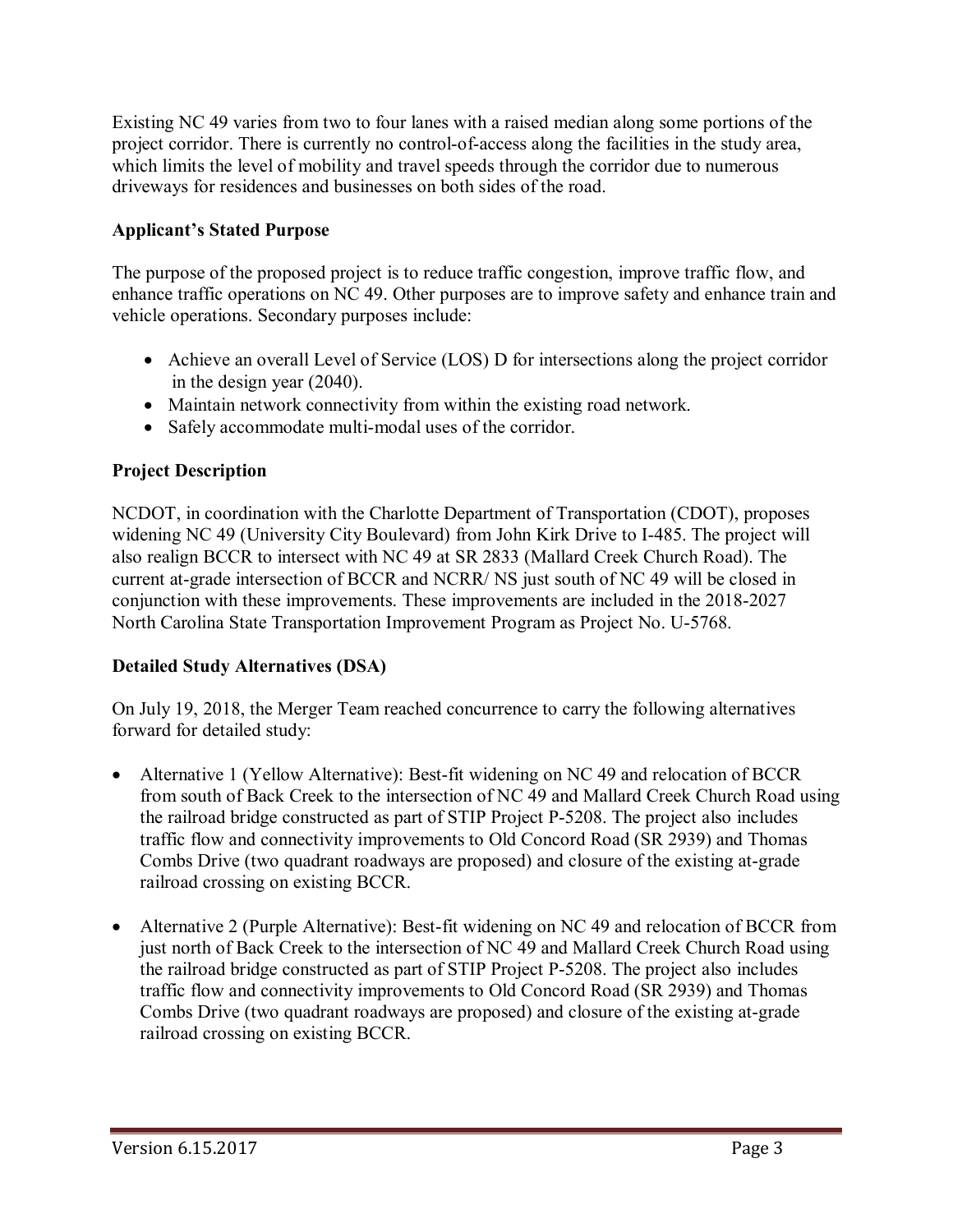Existing NC 49 varies from two to four lanes with a raised median along some portions of the project corridor. There is currently no control-of-access along the facilities in the study area, which limits the level of mobility and travel speeds through the corridor due to numerous driveways for residences and businesses on both sides of the road.

**Applicant's Stated Purpose**

The purpose of the proposed project is to reduce traffic congestion, improve traffic flow, and enhance traffic operations on NC 49. Other purposes are to improve safety and enhance train and vehicle operations. Secondary purposes include:

- Achieve an overall Level of Service (LOS) D for intersections along the project corridor in the design year (2040).
- Maintain network connectivity from within the existing road network.
- Safely accommodate multi-modal uses of the corridor.

**Project Description**

NCDOT, in coordination with the Charlotte Department of Transportation (CDOT), proposes widening NC 49 (University City Boulevard) from John Kirk Drive to I-485. The project will also realign BCCR to intersect with NC 49 at SR 2833 (Mallard Creek Church Road). The current at-grade intersection of BCCR and NCRR/ NS just south of NC 49 will be closed in conjunction with these improvements. These improvements are included in the 2018-2027 North Carolina State Transportation Improvement Program as Project No. U-5768.

**Detailed Study Alternatives (DSA)**

On July 19, 2018, the Merger Team reached concurrence to carry the following alternatives forward for detailed study:

- Alternative 1 (Yellow Alternative): Best-fit widening on NC 49 and relocation of BCCR from south of Back Creek to the intersection of NC 49 and Mallard Creek Church Road using the railroad bridge constructed as part of STIP Project P-5208. The project also includes traffic flow and connectivity improvements to Old Concord Road (SR 2939) and Thomas Combs Drive (two quadrant roadways are proposed) and closure of the existing at-grade railroad crossing on existing BCCR.

- Alternative 2 (Purple Alternative): Best-fit widening on NC 49 and relocation of BCCR from just north of Back Creek to the intersection of NC 49 and Mallard Creek Church Road using the railroad bridge constructed as part of STIP Project P-5208. The project also includes traffic flow and connectivity improvements to Old Concord Road (SR 2939) and Thomas Combs Drive (two quadrant roadways are proposed) and closure of the existing at-grade railroad crossing on existing BCCR.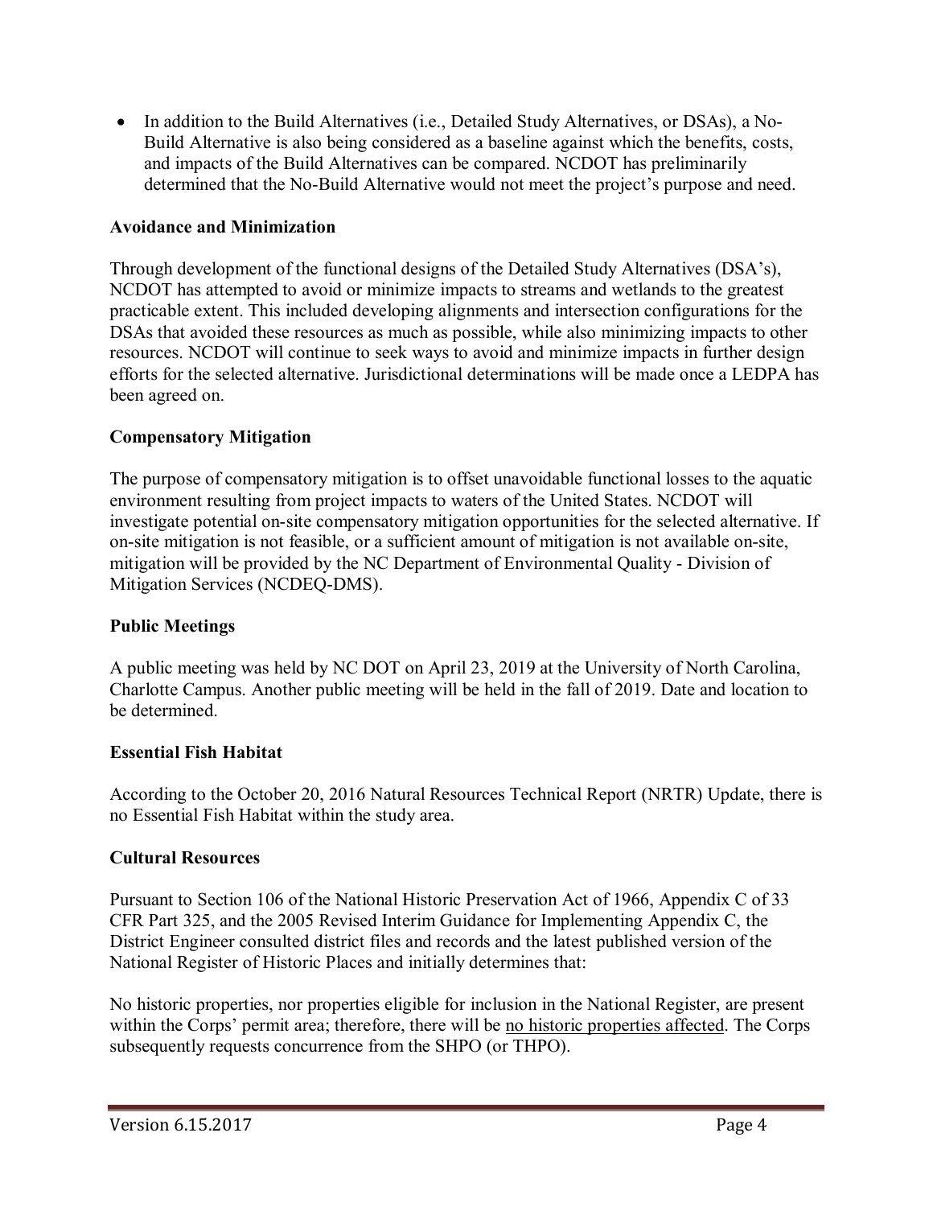- In addition to the Build Alternatives (i.e., Detailed Study Alternatives, or DSAs), a No-Build Alternative is also being considered as a baseline against which the benefits, costs, and impacts of the Build Alternatives can be compared. NCDOT has preliminarily determined that the No-Build Alternative would not meet the project's purpose and need.

**Avoidance and Minimization**

Through development of the functional designs of the Detailed Study Alternatives (DSA's), NCDOT has attempted to avoid or minimize impacts to streams and wetlands to the greatest practicable extent. This included developing alignments and intersection configurations for the DSAs that avoided these resources as much as possible, while also minimizing impacts to other resources. NCDOT will continue to seek ways to avoid and minimize impacts in further design efforts for the selected alternative. Jurisdictional determinations will be made once a LEDPA has been agreed on.

**Compensatory Mitigation**

The purpose of compensatory mitigation is to offset unavoidable functional losses to the aquatic environment resulting from project impacts to waters of the United States. NCDOT will investigate potential on-site compensatory mitigation opportunities for the selected alternative. If on-site mitigation is not feasible, or a sufficient amount of mitigation is not available on-site, mitigation will be provided by the NC Department of Environmental Quality - Division of Mitigation Services (NCDEQ-DMS).

**Public Meetings**

A public meeting was held by NC DOT on April 23, 2019 at the University of North Carolina, Charlotte Campus. Another public meeting will be held in the fall of 2019. Date and location to be determined.

**Essential Fish Habitat**

According to the October 20, 2016 Natural Resources Technical Report (NRTR) Update, there is no Essential Fish Habitat within the study area.

**Cultural Resources**

Pursuant to Section 106 of the National Historic Preservation Act of 1966, Appendix C of 33 CFR Part 325, and the 2005 Revised Interim Guidance for Implementing Appendix C, the District Engineer consulted district files and records and the latest published version of the National Register of Historic Places and initially determines that:

No historic properties, nor properties eligible for inclusion in the National Register, are present within the Corps' permit area; therefore, there will be no historic properties affected. The Corps subsequently requests concurrence from the SHPO (or THPO).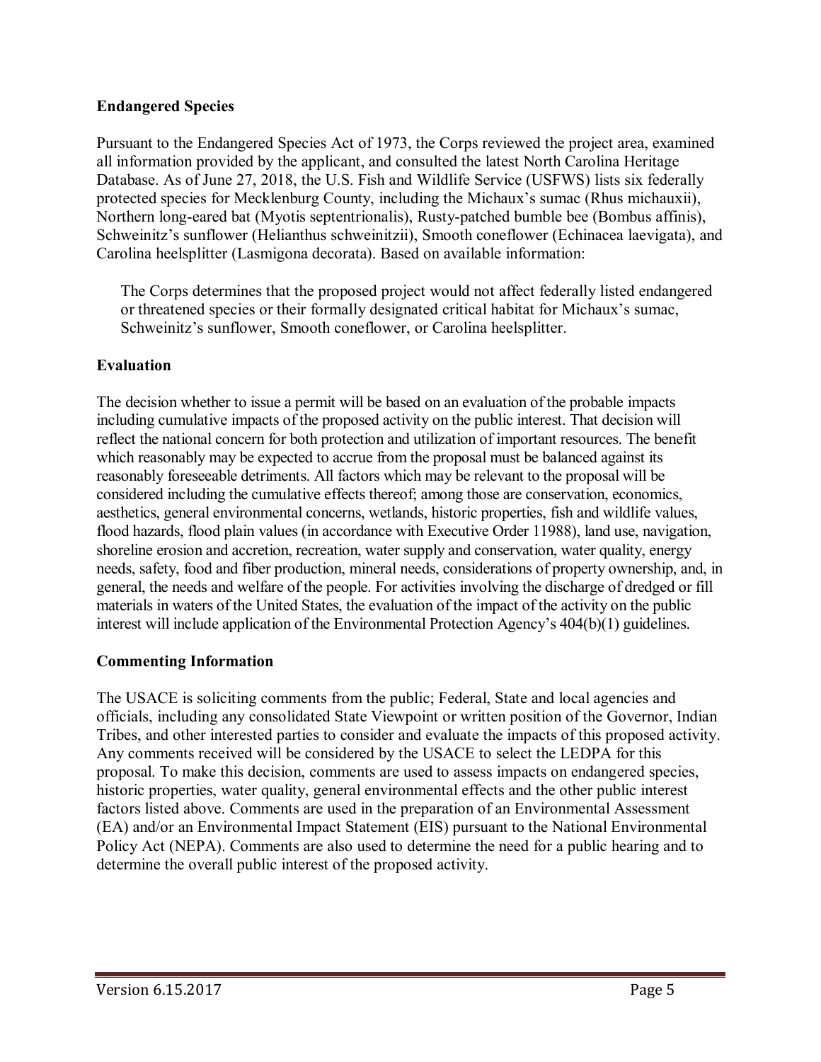**Endangered Species**

Pursuant to the Endangered Species Act of 1973, the Corps reviewed the project area, examined all information provided by the applicant, and consulted the latest North Carolina Heritage Database. As of June 27, 2018, the U.S. Fish and Wildlife Service (USFWS) lists six federally protected species for Mecklenburg County, including the Michaux's sumac (Rhus michauxii), Northern long-eared bat (Myotis septentrionalis), Rusty-patched bumble bee (Bombus affinis), Schweinitz's sunflower (Helianthus schweinitzii), Smooth coneflower (Echinacea laevigata), and Carolina heelsplitter (Lasmigona decorata). Based on available information:

> The Corps determines that the proposed project would not affect federally listed endangered or threatened species or their formally designated critical habitat for Michaux's sumac, Schweinitz's sunflower, Smooth coneflower, or Carolina heelsplitter.

**Evaluation**

The decision whether to issue a permit will be based on an evaluation of the probable impacts including cumulative impacts of the proposed activity on the public interest. That decision will reflect the national concern for both protection and utilization of important resources. The benefit which reasonably may be expected to accrue from the proposal must be balanced against its reasonably foreseeable detriments. All factors which may be relevant to the proposal will be considered including the cumulative effects thereof; among those are conservation, economics, aesthetics, general environmental concerns, wetlands, historic properties, fish and wildlife values, flood hazards, flood plain values (in accordance with Executive Order 11988), land use, navigation, shoreline erosion and accretion, recreation, water supply and conservation, water quality, energy needs, safety, food and fiber production, mineral needs, considerations of property ownership, and, in general, the needs and welfare of the people. For activities involving the discharge of dredged or fill materials in waters of the United States, the evaluation of the impact of the activity on the public interest will include application of the Environmental Protection Agency's 404(b)(1) guidelines.

**Commenting Information**

The USACE is soliciting comments from the public; Federal, State and local agencies and officials, including any consolidated State Viewpoint or written position of the Governor, Indian Tribes, and other interested parties to consider and evaluate the impacts of this proposed activity. Any comments received will be considered by the USACE to select the LEDPA for this proposal. To make this decision, comments are used to assess impacts on endangered species, historic properties, water quality, general environmental effects and the other public interest factors listed above. Comments are used in the preparation of an Environmental Assessment (EA) and/or an Environmental Impact Statement (EIS) pursuant to the National Environmental Policy Act (NEPA). Comments are also used to determine the need for a public hearing and to determine the overall public interest of the proposed activity.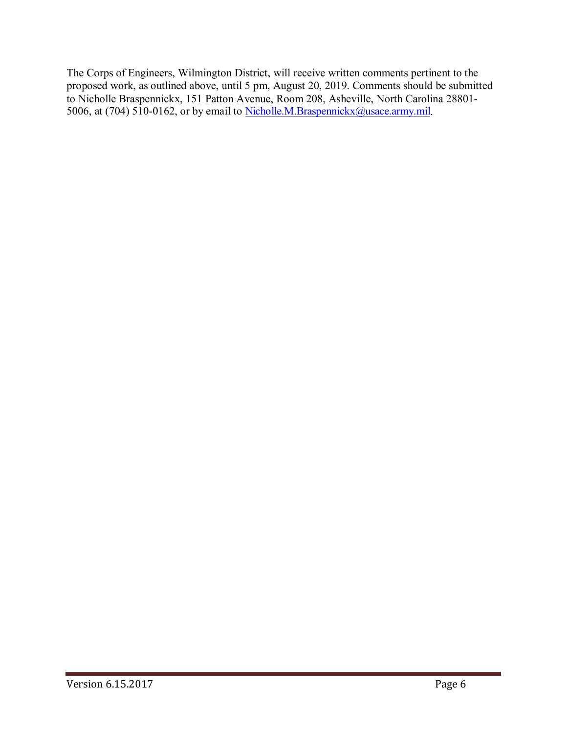The Corps of Engineers, Wilmington District, will receive written comments pertinent to the proposed work, as outlined above, until 5 pm, August 20, 2019. Comments should be submitted to Nicholle Braspennickx, 151 Patton Avenue, Room 208, Asheville, North Carolina 28801-5006, at (704) 510-0162, or by email to Nicholle.M.Braspennickx@usace.army.mil.